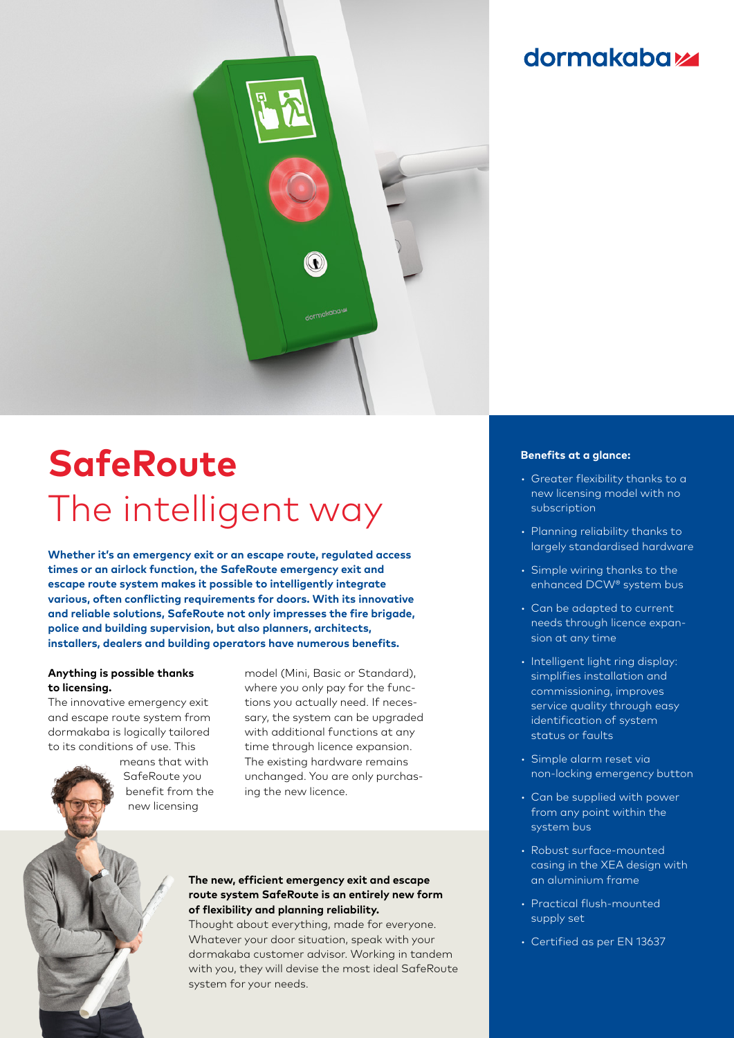dormakaba

# SafeRoute
## The intelligent way

**Whether it's an emergency exit or an escape route, regulated access times or an airlock function, the SafeRoute emergency exit and escape route system makes it possible to intelligently integrate various, often conflicting requirements for doors. With its innovative and reliable solutions, SafeRoute not only impresses the fire brigade, police and building supervision, but also planners, architects, installers, dealers and building operators have numerous benefits.**

**Anything is possible thanks to licensing.**
The innovative emergency exit and escape route system from dormakaba is logically tailored to its conditions of use. This means that with SafeRoute you benefit from the new licensing model (Mini, Basic or Standard), where you only pay for the functions you actually need. If necessary, the system can be upgraded with additional functions at any time through licence expansion. The existing hardware remains unchanged. You are only purchasing the new licence.

**The new, efficient emergency exit and escape route system SafeRoute is an entirely new form of flexibility and planning reliability.**
Thought about everything, made for everyone. Whatever your door situation, speak with your dormakaba customer advisor. Working in tandem with you, they will devise the most ideal SafeRoute system for your needs.

**Benefits at a glance:**

- Greater flexibility thanks to a new licensing model with no subscription
- Planning reliability thanks to largely standardised hardware
- Simple wiring thanks to the enhanced DCW® system bus
- Can be adapted to current needs through licence expansion at any time
- Intelligent light ring display: simplifies installation and commissioning, improves service quality through easy identification of system status or faults
- Simple alarm reset via non-locking emergency button
- Can be supplied with power from any point within the system bus
- Robust surface-mounted casing in the XEA design with an aluminium frame
- Practical flush-mounted supply set
- Certified as per EN 13637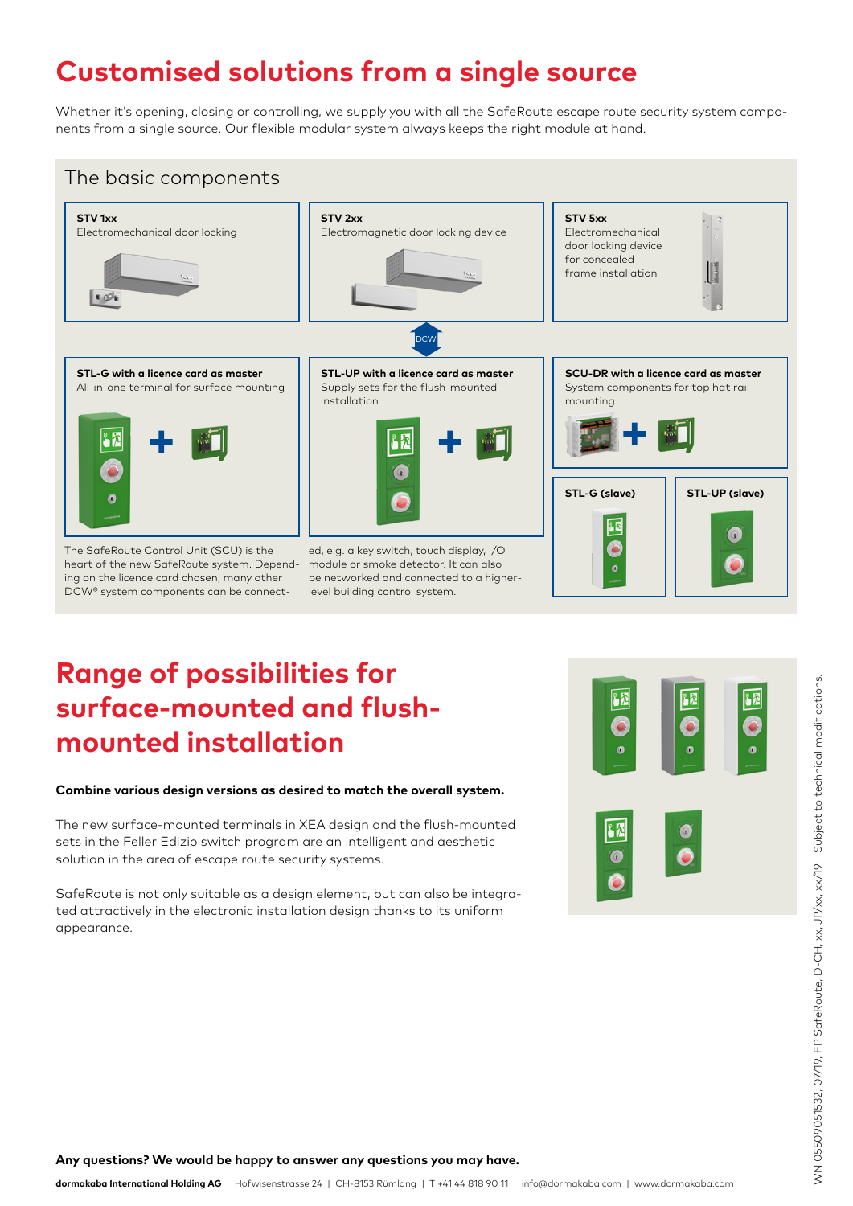# Customised solutions from a single source

Whether it's opening, closing or controlling, we supply you with all the SafeRoute escape route security system components from a single source. Our flexible modular system always keeps the right module at hand.

## The basic components

**STV 1xx**
Electromechanical door locking

**STV 2xx**
Electromagnetic door locking device

**STV 5xx**
Electromechanical door locking device for concealed frame installation

DCW

**STL-G with a licence card as master**
All-in-one terminal for surface mounting

**STL-UP with a licence card as master**
Supply sets for the flush-mounted installation

**SCU-DR with a licence card as master**
System components for top hat rail mounting

**STL-G (slave)**

**STL-UP (slave)**

The SafeRoute Control Unit (SCU) is the heart of the new SafeRoute system. Depending on the licence card chosen, many other DCW® system components can be connected, e.g. a key switch, touch display, I/O module or smoke detector. It can also be networked and connected to a higher-level building control system.

# Range of possibilities for surface-mounted and flush-mounted installation

**Combine various design versions as desired to match the overall system.**

The new surface-mounted terminals in XEA design and the flush-mounted sets in the Feller Edizio switch program are an intelligent and aesthetic solution in the area of escape route security systems.

SafeRoute is not only suitable as a design element, but can also be integrated attractively in the electronic installation design thanks to its uniform appearance.

**Any questions? We would be happy to answer any questions you may have.**

**dormakaba International Holding AG** | Hofwisenstrasse 24 | CH-8153 Rümlang | T +41 44 818 90 11 | info@dormakaba.com | www.dormakaba.com

WN 05509051532, 07/19, FP SafeRoute, D-CH, xx, JP/xx, xx/19 Subject to technical modifications.